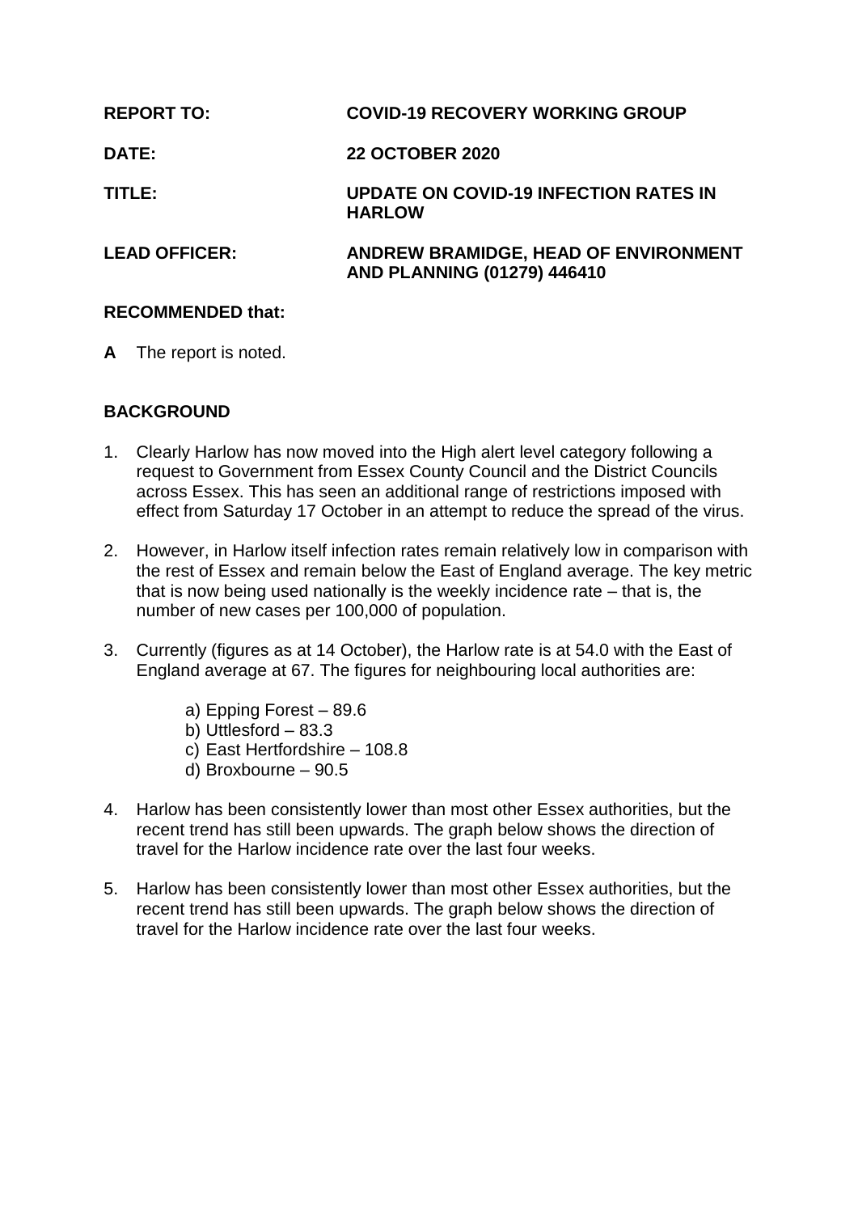**REPORT TO:** COVID-19 RECOVERY WORKING GROUP

**DATE:** 22 OCTOBER 2020

**TITLE:** UPDATE ON COVID-19 INFECTION RATES IN HARLOW

**LEAD OFFICER:** ANDREW BRAMIDGE, HEAD OF ENVIRONMENT AND PLANNING (01279) 446410

**RECOMMENDED that:**

**A** The report is noted.

## BACKGROUND

1. Clearly Harlow has now moved into the High alert level category following a request to Government from Essex County Council and the District Councils across Essex. This has seen an additional range of restrictions imposed with effect from Saturday 17 October in an attempt to reduce the spread of the virus.

2. However, in Harlow itself infection rates remain relatively low in comparison with the rest of Essex and remain below the East of England average. The key metric that is now being used nationally is the weekly incidence rate – that is, the number of new cases per 100,000 of population.

3. Currently (figures as at 14 October), the Harlow rate is at 54.0 with the East of England average at 67. The figures for neighbouring local authorities are:

   a) Epping Forest – 89.6
   b) Uttlesford – 83.3
   c) East Hertfordshire – 108.8
   d) Broxbourne – 90.5

4. Harlow has been consistently lower than most other Essex authorities, but the recent trend has still been upwards. The graph below shows the direction of travel for the Harlow incidence rate over the last four weeks.

5. Harlow has been consistently lower than most other Essex authorities, but the recent trend has still been upwards. The graph below shows the direction of travel for the Harlow incidence rate over the last four weeks.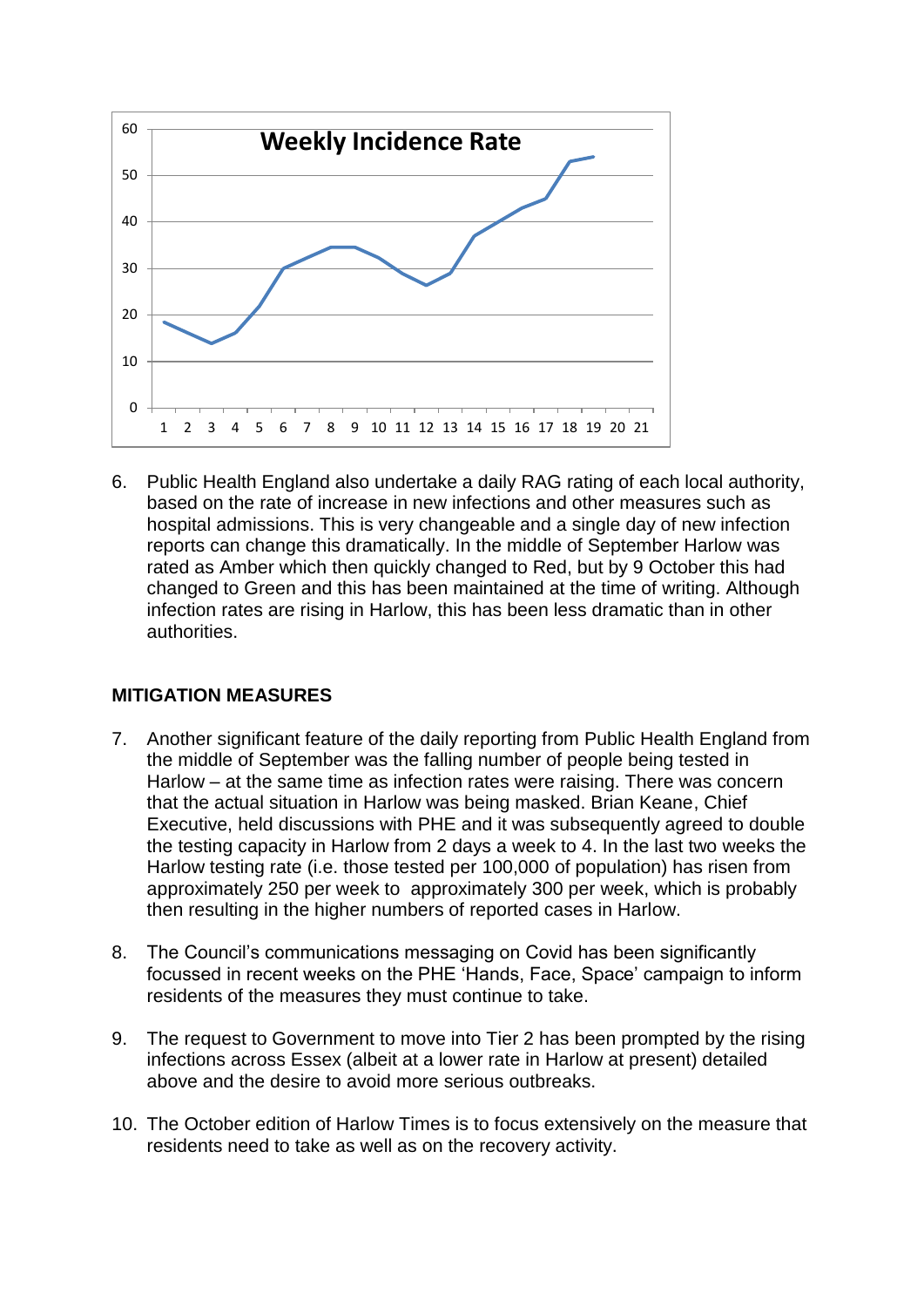**Weekly Incidence Rate**

6. Public Health England also undertake a daily RAG rating of each local authority, based on the rate of increase in new infections and other measures such as hospital admissions. This is very changeable and a single day of new infection reports can change this dramatically. In the middle of September Harlow was rated as Amber which then quickly changed to Red, but by 9 October this had changed to Green and this has been maintained at the time of writing. Although infection rates are rising in Harlow, this has been less dramatic than in other authorities.

## MITIGATION MEASURES

7. Another significant feature of the daily reporting from Public Health England from the middle of September was the falling number of people being tested in Harlow – at the same time as infection rates were raising. There was concern that the actual situation in Harlow was being masked. Brian Keane, Chief Executive, held discussions with PHE and it was subsequently agreed to double the testing capacity in Harlow from 2 days a week to 4. In the last two weeks the Harlow testing rate (i.e. those tested per 100,000 of population) has risen from approximately 250 per week to approximately 300 per week, which is probably then resulting in the higher numbers of reported cases in Harlow.

8. The Council's communications messaging on Covid has been significantly focussed in recent weeks on the PHE 'Hands, Face, Space' campaign to inform residents of the measures they must continue to take.

9. The request to Government to move into Tier 2 has been prompted by the rising infections across Essex (albeit at a lower rate in Harlow at present) detailed above and the desire to avoid more serious outbreaks.

10. The October edition of Harlow Times is to focus extensively on the measure that residents need to take as well as on the recovery activity.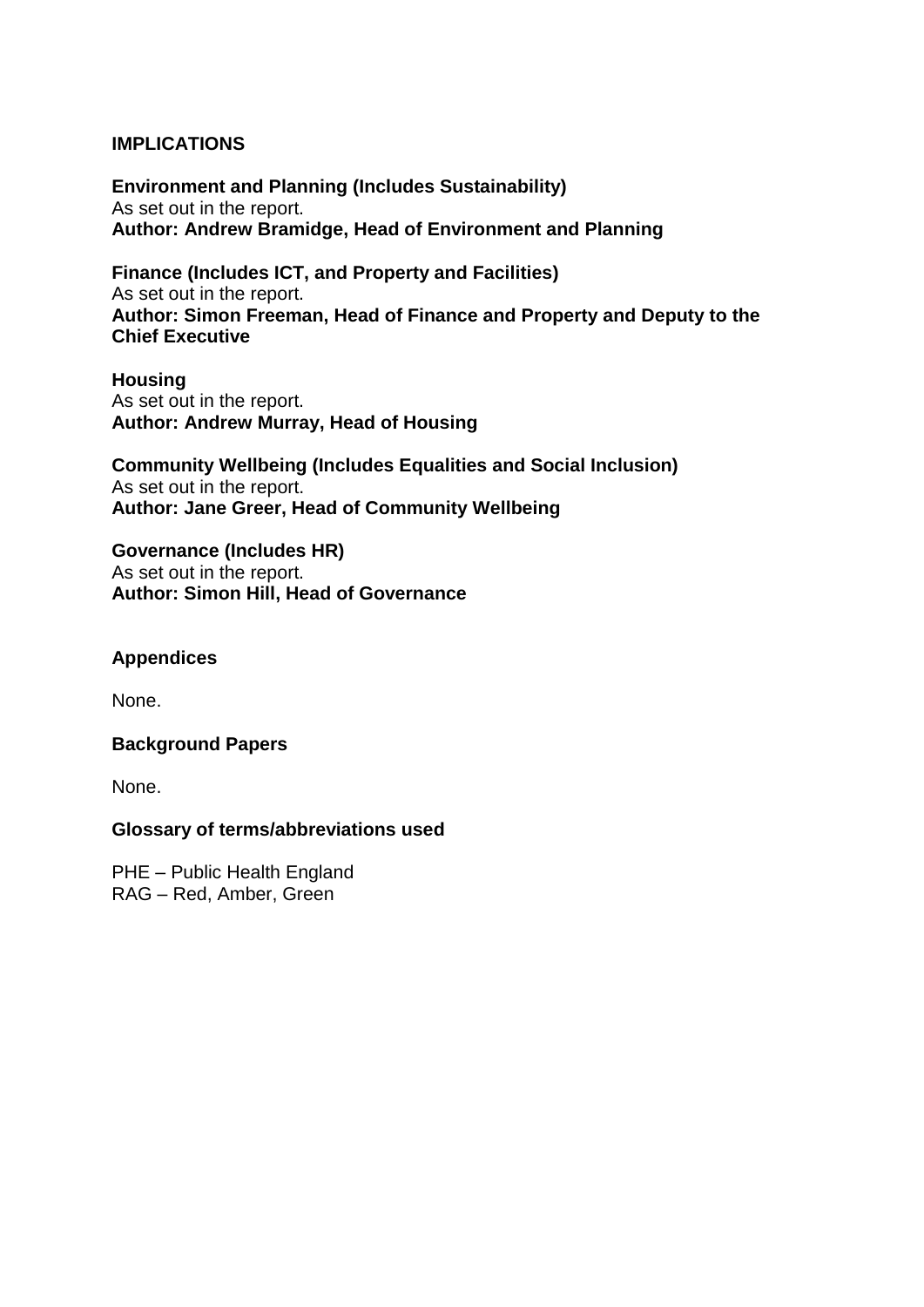## IMPLICATIONS

**Environment and Planning (Includes Sustainability)**
As set out in the report.
**Author: Andrew Bramidge, Head of Environment and Planning**

**Finance (Includes ICT, and Property and Facilities)**
As set out in the report.
**Author: Simon Freeman, Head of Finance and Property and Deputy to the Chief Executive**

**Housing**
As set out in the report.
**Author: Andrew Murray, Head of Housing**

**Community Wellbeing (Includes Equalities and Social Inclusion)**
As set out in the report.
**Author: Jane Greer, Head of Community Wellbeing**

**Governance (Includes HR)**
As set out in the report.
**Author: Simon Hill, Head of Governance**

### Appendices

None.

### Background Papers

None.

### Glossary of terms/abbreviations used

PHE – Public Health England
RAG – Red, Amber, Green